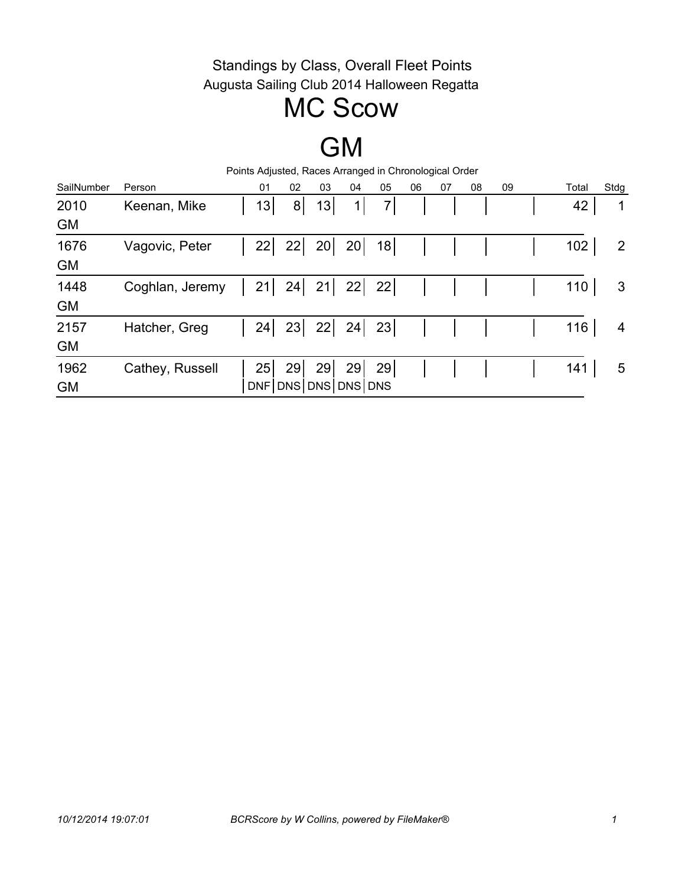Standings by Class, Overall Fleet Points

Augusta Sailing Club 2014 Halloween Regatta

# MC Scow

# GM

Points Adjusted, Races Arranged in Chronological Order

| SailNumber | Person | 01 | 02 | 03 | 04 | 05 | 06 | 07 | 08 | 09 | Total | Stdg |
|---|---|---|---|---|---|---|---|---|---|---|---|---|
| 2010 GM | Keenan, Mike | 13 | 8 | 13 | 1 | 7 | | | | | 42 | 1 |
| 1676 GM | Vagovic, Peter | 22 | 22 | 20 | 20 | 18 | | | | | 102 | 2 |
| 1448 GM | Coghlan, Jeremy | 21 | 24 | 21 | 22 | 22 | | | | | 110 | 3 |
| 2157 GM | Hatcher, Greg | 24 | 23 | 22 | 24 | 23 | | | | | 116 | 4 |
| 1962 GM | Cathey, Russell | 25 DNF | 29 DNS | 29 DNS | 29 DNS | 29 DNS | | | | | 141 | 5 |

*10/12/2014 19:07:01* *BCRScore by W Collins, powered by FileMaker®*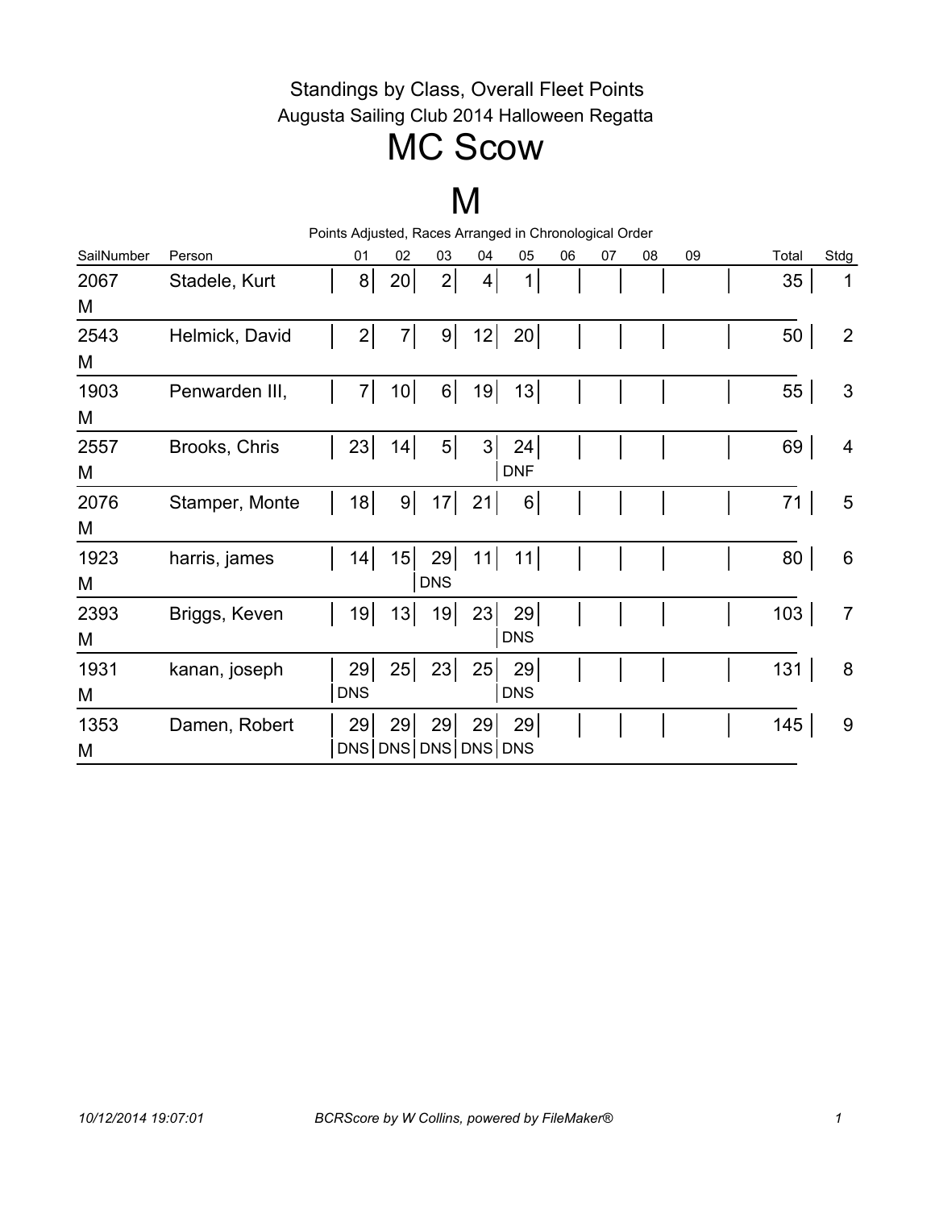Standings by Class, Overall Fleet Points

Augusta Sailing Club 2014 Halloween Regatta

# MC Scow

# M

Points Adjusted, Races Arranged in Chronological Order

| SailNumber | Person | 01 | 02 | 03 | 04 | 05 | 06 | 07 | 08 | 09 | Total | Stdg |
|---|---|---|---|---|---|---|---|---|---|---|---|---|
| 2067 M | Stadele, Kurt | 8 | 20 | 2 | 4 | 1 | | | | | 35 | 1 |
| 2543 M | Helmick, David | 2 | 7 | 9 | 12 | 20 | | | | | 50 | 2 |
| 1903 M | Penwarden III, | 7 | 10 | 6 | 19 | 13 | | | | | 55 | 3 |
| 2557 M | Brooks, Chris | 23 | 14 | 5 | 3 | 24 DNF | | | | | 69 | 4 |
| 2076 M | Stamper, Monte | 18 | 9 | 17 | 21 | 6 | | | | | 71 | 5 |
| 1923 M | harris, james | 14 | 15 | 29 DNS | 11 | 11 | | | | | 80 | 6 |
| 2393 M | Briggs, Keven | 19 | 13 | 19 | 23 | 29 DNS | | | | | 103 | 7 |
| 1931 M | kanan, joseph | 29 DNS | 25 | 23 | 25 | 29 DNS | | | | | 131 | 8 |
| 1353 M | Damen, Robert | 29 DNS | 29 DNS | 29 DNS | 29 DNS | 29 DNS | | | | | 145 | 9 |

10/12/2014 19:07:01 BCRScore by W Collins, powered by FileMaker®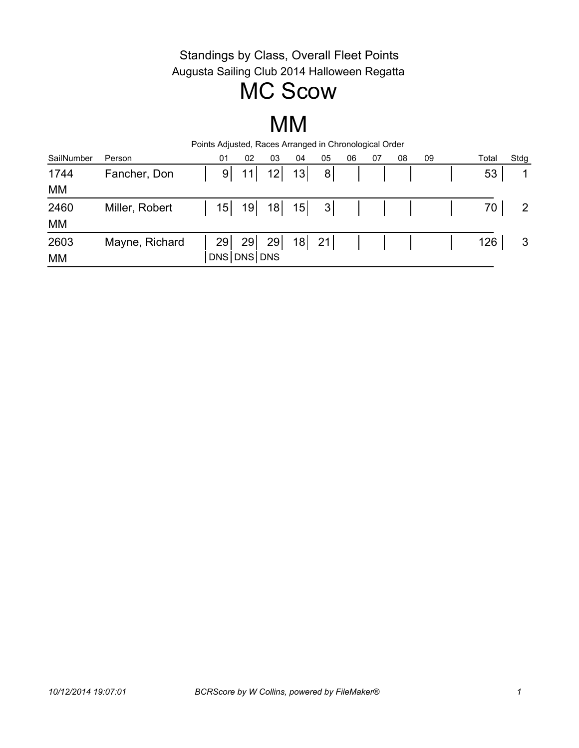Standings by Class, Overall Fleet Points

Augusta Sailing Club 2014 Halloween Regatta

# MC Scow

# MM

Points Adjusted, Races Arranged in Chronological Order

| SailNumber | Person | 01 | 02 | 03 | 04 | 05 | 06 | 07 | 08 | 09 | Total | Stdg |
|---|---|---|---|---|---|---|---|---|---|---|---|---|
| 1744 MM | Fancher, Don | 9 | 11 | 12 | 13 | 8 | | | | | 53 | 1 |
| 2460 MM | Miller, Robert | 15 | 19 | 18 | 15 | 3 | | | | | 70 | 2 |
| 2603 MM | Mayne, Richard | 29 DNS | 29 DNS | 29 DNS | 18 | 21 | | | | | 126 | 3 |

*10/12/2014 19:07:01* *BCRScore by W Collins, powered by FileMaker®*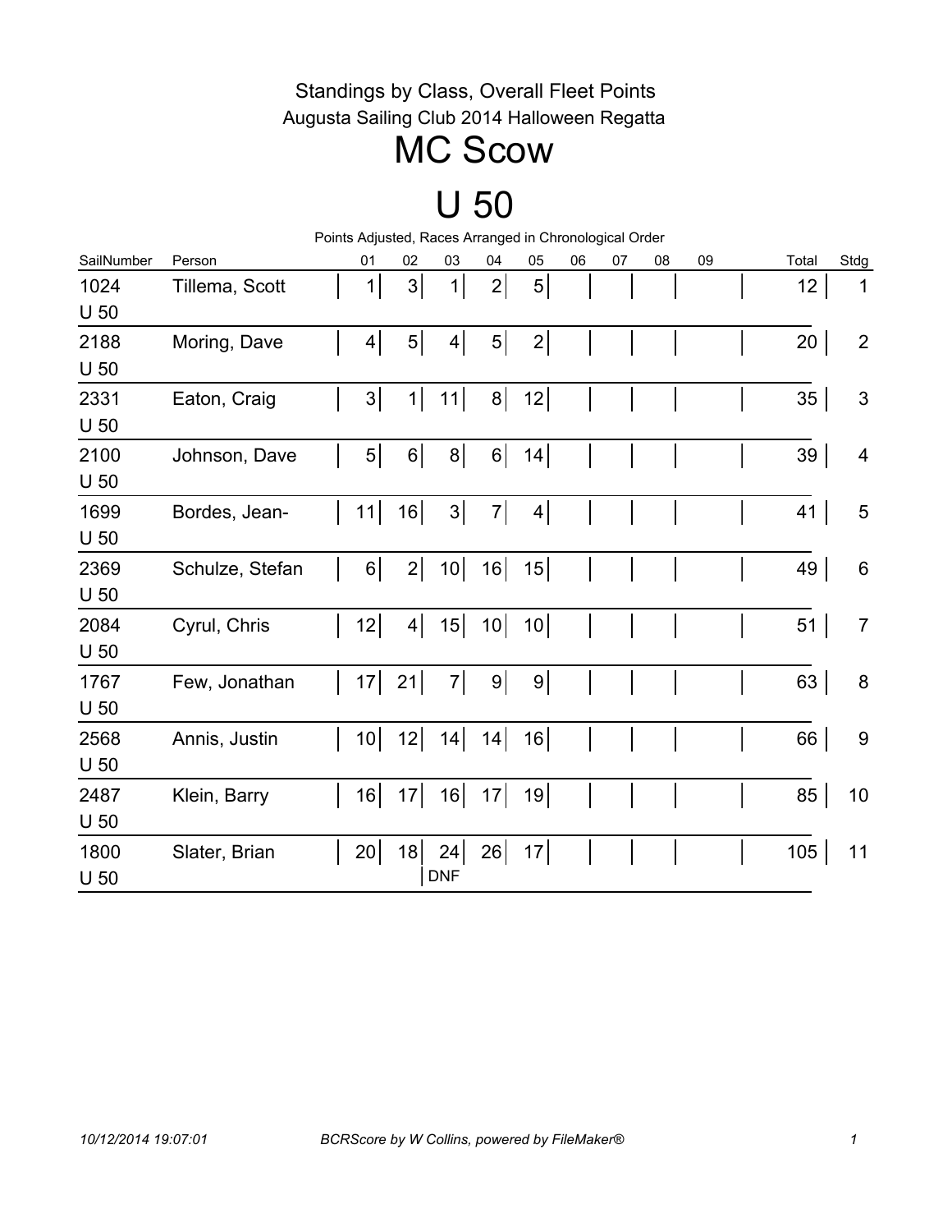Standings by Class, Overall Fleet Points

Augusta Sailing Club 2014 Halloween Regatta

# MC Scow

# U 50

Points Adjusted, Races Arranged in Chronological Order

| SailNumber | Person | 01 | 02 | 03 | 04 | 05 | 06 | 07 | 08 | 09 | Total | Stdg |
|---|---|---|---|---|---|---|---|---|---|---|---|---|
| 1024<br>U 50 | Tillema, Scott | 1 | 3 | 1 | 2 | 5 | | | | | 12 | 1 |
| 2188<br>U 50 | Moring, Dave | 4 | 5 | 4 | 5 | 2 | | | | | 20 | 2 |
| 2331<br>U 50 | Eaton, Craig | 3 | 1 | 11 | 8 | 12 | | | | | 35 | 3 |
| 2100<br>U 50 | Johnson, Dave | 5 | 6 | 8 | 6 | 14 | | | | | 39 | 4 |
| 1699<br>U 50 | Bordes, Jean- | 11 | 16 | 3 | 7 | 4 | | | | | 41 | 5 |
| 2369<br>U 50 | Schulze, Stefan | 6 | 2 | 10 | 16 | 15 | | | | | 49 | 6 |
| 2084<br>U 50 | Cyrul, Chris | 12 | 4 | 15 | 10 | 10 | | | | | 51 | 7 |
| 1767<br>U 50 | Few, Jonathan | 17 | 21 | 7 | 9 | 9 | | | | | 63 | 8 |
| 2568<br>U 50 | Annis, Justin | 10 | 12 | 14 | 14 | 16 | | | | | 66 | 9 |
| 2487<br>U 50 | Klein, Barry | 16 | 17 | 16 | 17 | 19 | | | | | 85 | 10 |
| 1800<br>U 50 | Slater, Brian | 20 | 18 | 24<br>DNF | 26 | 17 | | | | | 105 | 11 |